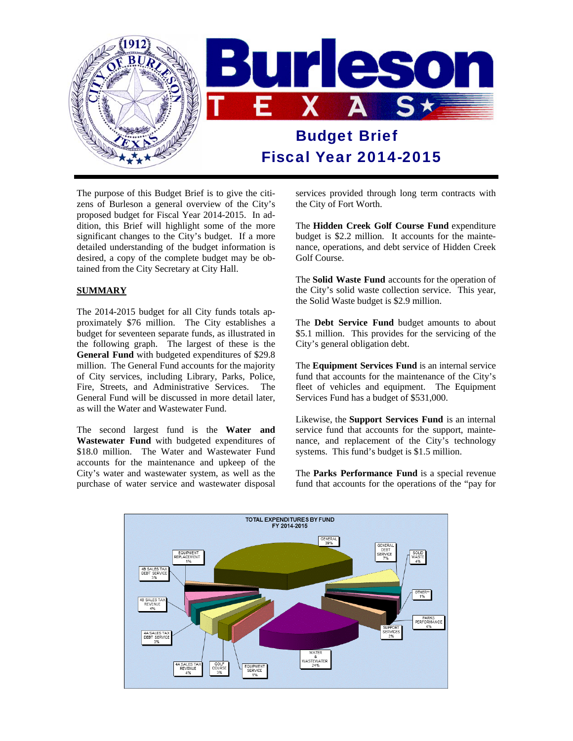# Burleson TEXAS

## Budget Brief
## Fiscal Year 2014-2015

The purpose of this Budget Brief is to give the citizens of Burleson a general overview of the City's proposed budget for Fiscal Year 2014-2015. In addition, this Brief will highlight some of the more significant changes to the City's budget. If a more detailed understanding of the budget information is desired, a copy of the complete budget may be obtained from the City Secretary at City Hall.

**SUMMARY**

The 2014-2015 budget for all City funds totals approximately $76 million. The City establishes a budget for seventeen separate funds, as illustrated in the following graph. The largest of these is the **General Fund** with budgeted expenditures of $29.8 million. The General Fund accounts for the majority of City services, including Library, Parks, Police, Fire, Streets, and Administrative Services. The General Fund will be discussed in more detail later, as will the Water and Wastewater Fund.

The second largest fund is the **Water and Wastewater Fund** with budgeted expenditures of $18.0 million. The Water and Wastewater Fund accounts for the maintenance and upkeep of the City's water and wastewater system, as well as the purchase of water service and wastewater disposal services provided through long term contracts with the City of Fort Worth.

The **Hidden Creek Golf Course Fund** expenditure budget is $2.2 million. It accounts for the maintenance, operations, and debt service of Hidden Creek Golf Course.

The **Solid Waste Fund** accounts for the operation of the City's solid waste collection service. This year, the Solid Waste budget is $2.9 million.

The **Debt Service Fund** budget amounts to about $5.1 million. This provides for the servicing of the City's general obligation debt.

The **Equipment Services Fund** is an internal service fund that accounts for the maintenance of the City's fleet of vehicles and equipment. The Equipment Services Fund has a budget of $531,000.

Likewise, the **Support Services Fund** is an internal service fund that accounts for the support, maintenance, and replacement of the City's technology systems. This fund's budget is $1.5 million.

The **Parks Performance Fund** is a special revenue fund that accounts for the operations of the "pay for

TOTAL EXPENDITURES BY FUND
FY 2014-2015

| Fund | Share |
|---|---|
| GENERAL | 39% |
| GENERAL DEBT SERVICE | 7% |
| SOLID WASTE | 4% |
| OTHER** | 1% |
| PARKS PERFORMANCE | 4% |
| SUPPORT SERVICES | 2% |
| WATER & WASTEWATER | 24% |
| EQUIPMENT SERVICE | 1% |
| GOLF COURSE | 3% |
| 4A SALES TAX REVENUE | 4% |
| 4A SALES TAX DEBT SERVICE | 3% |
| 4B SALES TAX REVENUE | 4% |
| 4B SALES TAX DEBT SERVICE | 3% |
| EQUIPMENT REPLACEMENT | 1% |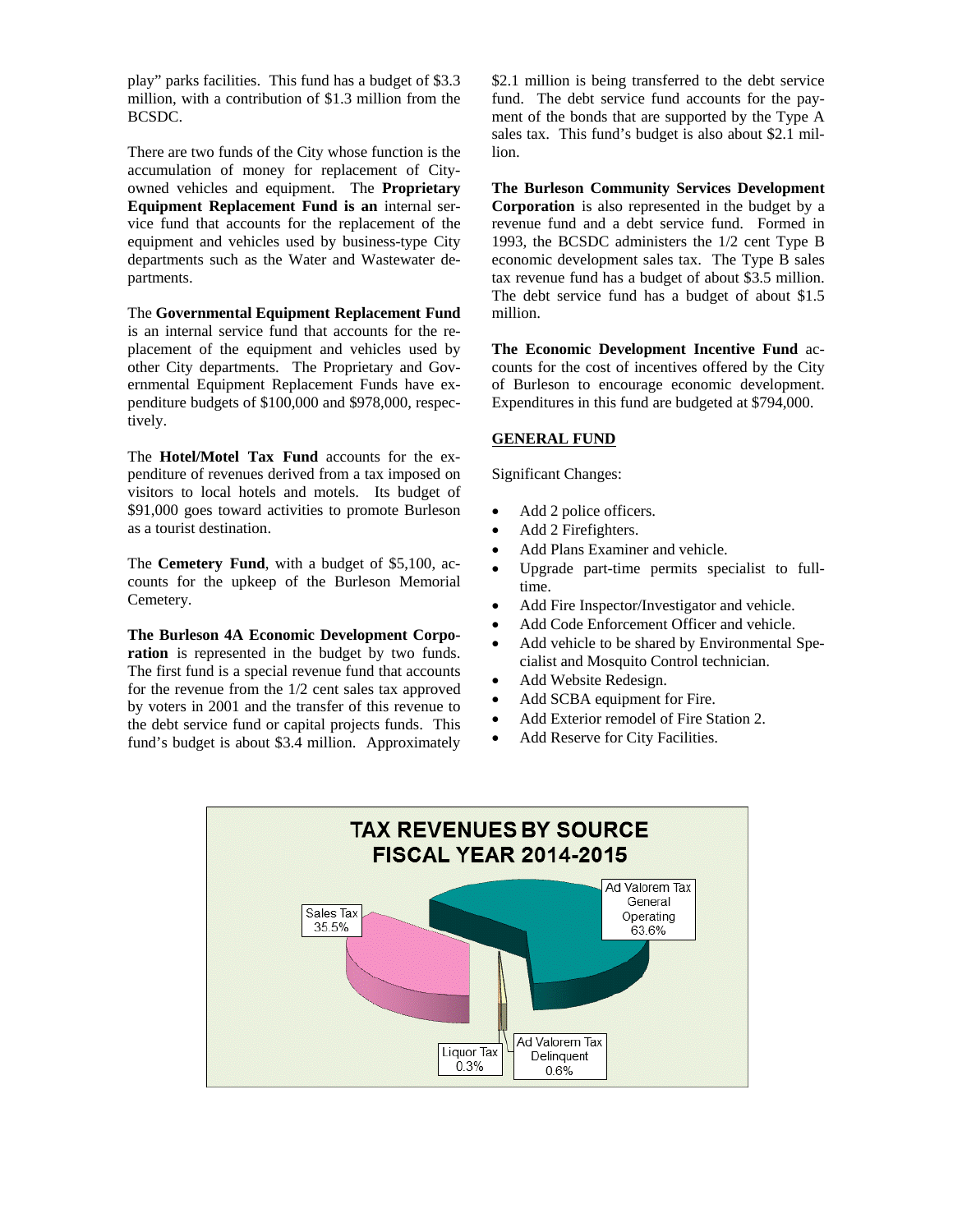play" parks facilities. This fund has a budget of $3.3 million, with a contribution of $1.3 million from the BCSDC.

There are two funds of the City whose function is the accumulation of money for replacement of City-owned vehicles and equipment. The **Proprietary Equipment Replacement Fund is an** internal service fund that accounts for the replacement of the equipment and vehicles used by business-type City departments such as the Water and Wastewater departments.

The **Governmental Equipment Replacement Fund** is an internal service fund that accounts for the replacement of the equipment and vehicles used by other City departments. The Proprietary and Governmental Equipment Replacement Funds have expenditure budgets of $100,000 and $978,000, respectively.

The **Hotel/Motel Tax Fund** accounts for the expenditure of revenues derived from a tax imposed on visitors to local hotels and motels. Its budget of $91,000 goes toward activities to promote Burleson as a tourist destination.

The **Cemetery Fund**, with a budget of $5,100, accounts for the upkeep of the Burleson Memorial Cemetery.

**The Burleson 4A Economic Development Corporation** is represented in the budget by two funds. The first fund is a special revenue fund that accounts for the revenue from the 1/2 cent sales tax approved by voters in 2001 and the transfer of this revenue to the debt service fund or capital projects funds. This fund's budget is about $3.4 million. Approximately $2.1 million is being transferred to the debt service fund. The debt service fund accounts for the payment of the bonds that are supported by the Type A sales tax. This fund's budget is also about $2.1 million.

**The Burleson Community Services Development Corporation** is also represented in the budget by a revenue fund and a debt service fund. Formed in 1993, the BCSDC administers the 1/2 cent Type B economic development sales tax. The Type B sales tax revenue fund has a budget of about $3.5 million. The debt service fund has a budget of about $1.5 million.

**The Economic Development Incentive Fund** accounts for the cost of incentives offered by the City of Burleson to encourage economic development. Expenditures in this fund are budgeted at $794,000.

## GENERAL FUND

Significant Changes:

- Add 2 police officers.
- Add 2 Firefighters.
- Add Plans Examiner and vehicle.
- Upgrade part-time permits specialist to full-time.
- Add Fire Inspector/Investigator and vehicle.
- Add Code Enforcement Officer and vehicle.
- Add vehicle to be shared by Environmental Specialist and Mosquito Control technician.
- Add Website Redesign.
- Add SCBA equipment for Fire.
- Add Exterior remodel of Fire Station 2.
- Add Reserve for City Facilities.

**TAX REVENUES BY SOURCE FISCAL YEAR 2014-2015**

| Source | Percent |
| --- | --- |
| Ad Valorem Tax General Operating | 63.6% |
| Sales Tax | 35.5% |
| Ad Valorem Tax Delinquent | 0.6% |
| Liquor Tax | 0.3% |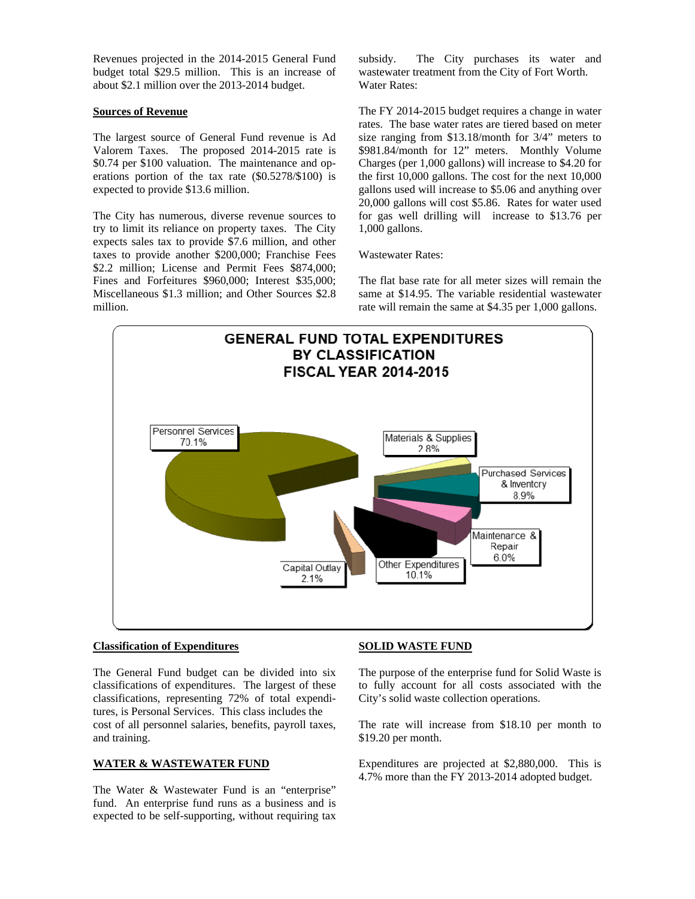Revenues projected in the 2014-2015 General Fund budget total $29.5 million. This is an increase of about $2.1 million over the 2013-2014 budget.

**Sources of Revenue**

The largest source of General Fund revenue is Ad Valorem Taxes. The proposed 2014-2015 rate is $0.74 per $100 valuation. The maintenance and operations portion of the tax rate ($0.5278/$100) is expected to provide $13.6 million.

The City has numerous, diverse revenue sources to try to limit its reliance on property taxes. The City expects sales tax to provide $7.6 million, and other taxes to provide another $200,000; Franchise Fees $2.2 million; License and Permit Fees $874,000; Fines and Forfeitures $960,000; Interest $35,000; Miscellaneous $1.3 million; and Other Sources $2.8 million.

subsidy. The City purchases its water and wastewater treatment from the City of Fort Worth.
Water Rates:

The FY 2014-2015 budget requires a change in water rates. The base water rates are tiered based on meter size ranging from $13.18/month for 3/4" meters to $981.84/month for 12" meters. Monthly Volume Charges (per 1,000 gallons) will increase to $4.20 for the first 10,000 gallons. The cost for the next 10,000 gallons used will increase to $5.06 and anything over 20,000 gallons will cost $5.86. Rates for water used for gas well drilling will increase to $13.76 per 1,000 gallons.

Wastewater Rates:

The flat base rate for all meter sizes will remain the same at $14.95. The variable residential wastewater rate will remain the same at $4.35 per 1,000 gallons.

**GENERAL FUND TOTAL EXPENDITURES BY CLASSIFICATION FISCAL YEAR 2014-2015**

| Classification | Percent |
|---|---|
| Personnel Services | 70.1% |
| Materials & Supplies | 2.8% |
| Purchased Services & Inventory | 8.9% |
| Maintenance & Repair | 6.0% |
| Other Expenditures | 10.1% |
| Capital Outlay | 2.1% |

**Classification of Expenditures**

The General Fund budget can be divided into six classifications of expenditures. The largest of these classifications, representing 72% of total expenditures, is Personal Services. This class includes the cost of all personnel salaries, benefits, payroll taxes, and training.

**WATER & WASTEWATER FUND**

The Water & Wastewater Fund is an "enterprise" fund. An enterprise fund runs as a business and is expected to be self-supporting, without requiring tax

**SOLID WASTE FUND**

The purpose of the enterprise fund for Solid Waste is to fully account for all costs associated with the City's solid waste collection operations.

The rate will increase from $18.10 per month to $19.20 per month.

Expenditures are projected at $2,880,000. This is 4.7% more than the FY 2013-2014 adopted budget.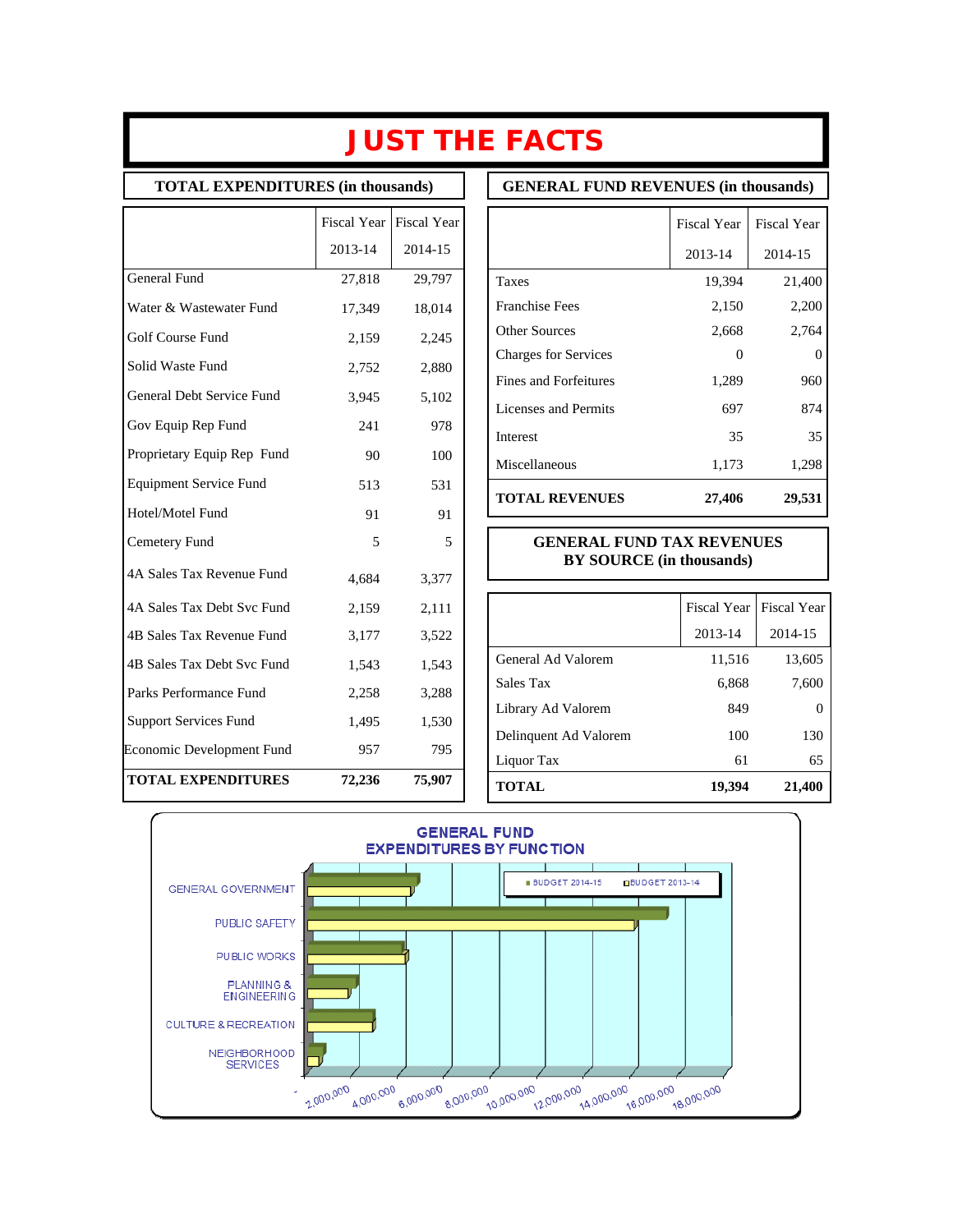# JUST THE FACTS

## TOTAL EXPENDITURES (in thousands)

| | Fiscal Year 2013-14 | Fiscal Year 2014-15 |
|---|---|---|
| General Fund | 27,818 | 29,797 |
| Water & Wastewater Fund | 17,349 | 18,014 |
| Golf Course Fund | 2,159 | 2,245 |
| Solid Waste Fund | 2,752 | 2,880 |
| General Debt Service Fund | 3,945 | 5,102 |
| Gov Equip Rep Fund | 241 | 978 |
| Proprietary Equip Rep Fund | 90 | 100 |
| Equipment Service Fund | 513 | 531 |
| Hotel/Motel Fund | 91 | 91 |
| Cemetery Fund | 5 | 5 |
| 4A Sales Tax Revenue Fund | 4,684 | 3,377 |
| 4A Sales Tax Debt Svc Fund | 2,159 | 2,111 |
| 4B Sales Tax Revenue Fund | 3,177 | 3,522 |
| 4B Sales Tax Debt Svc Fund | 1,543 | 1,543 |
| Parks Performance Fund | 2,258 | 3,288 |
| Support Services Fund | 1,495 | 1,530 |
| Economic Development Fund | 957 | 795 |
| **TOTAL EXPENDITURES** | **72,236** | **75,907** |

## GENERAL FUND REVENUES (in thousands)

| | Fiscal Year 2013-14 | Fiscal Year 2014-15 |
|---|---|---|
| Taxes | 19,394 | 21,400 |
| Franchise Fees | 2,150 | 2,200 |
| Other Sources | 2,668 | 2,764 |
| Charges for Services | 0 | 0 |
| Fines and Forfeitures | 1,289 | 960 |
| Licenses and Permits | 697 | 874 |
| Interest | 35 | 35 |
| Miscellaneous | 1,173 | 1,298 |
| **TOTAL REVENUES** | **27,406** | **29,531** |

## GENERAL FUND TAX REVENUES BY SOURCE (in thousands)

| | Fiscal Year 2013-14 | Fiscal Year 2014-15 |
|---|---|---|
| General Ad Valorem | 11,516 | 13,605 |
| Sales Tax | 6,868 | 7,600 |
| Library Ad Valorem | 849 | 0 |
| Delinquent Ad Valorem | 100 | 130 |
| Liquor Tax | 61 | 65 |
| **TOTAL** | **19,394** | **21,400** |

GENERAL FUND
EXPENDITURES BY FUNCTION

BUDGET 2014-15
BUDGET 2013-14

GENERAL GOVERNMENT
PUBLIC SAFETY
PUBLIC WORKS
PLANNING & ENGINEERING
CULTURE & RECREATION
NEIGHBORHOOD SERVICES

- 2,000,000 4,000,000 6,000,000 8,000,000 10,000,000 12,000,000 14,000,000 16,000,000 18,000,000